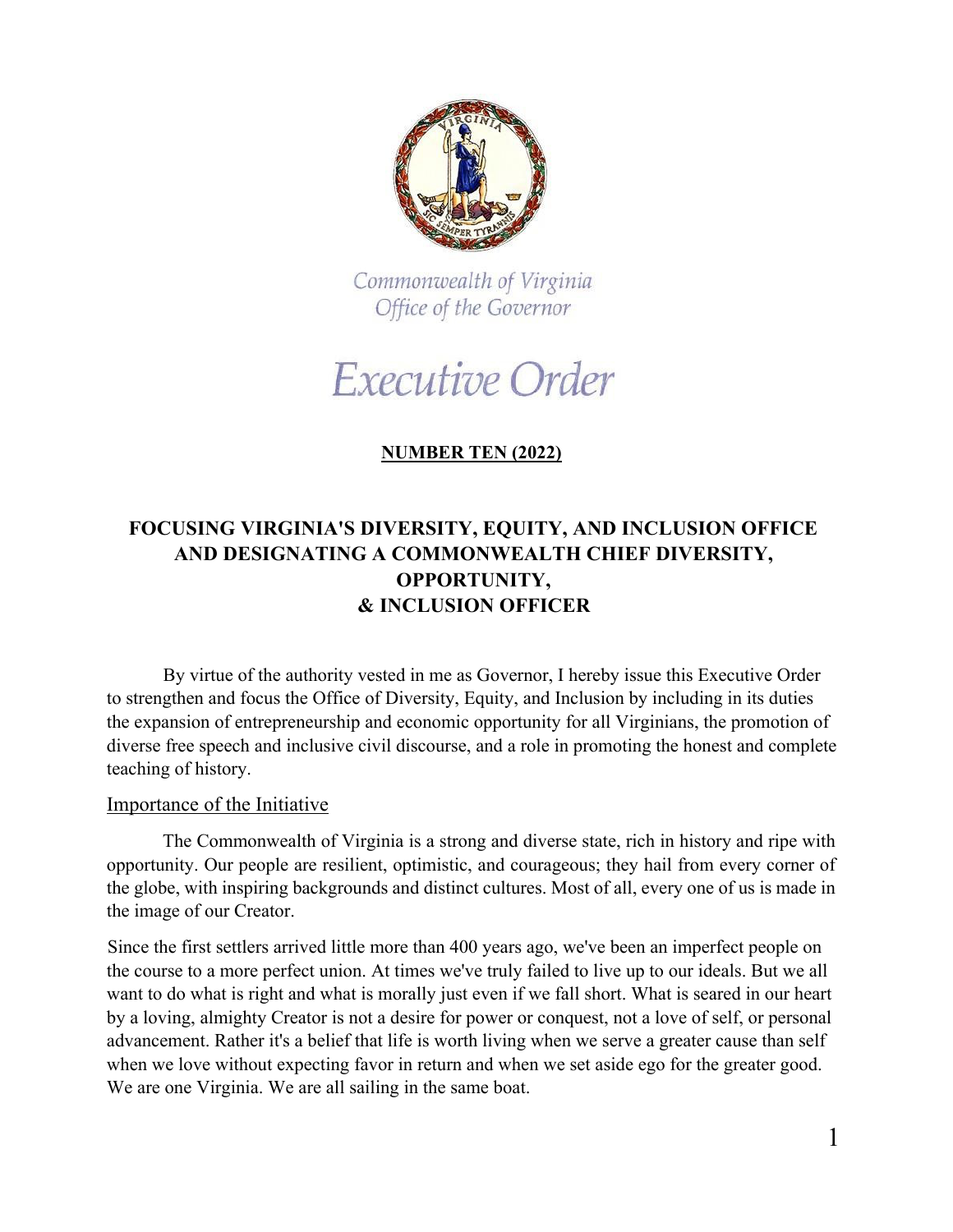Commonwealth of Virginia
Office of the Governor

# Executive Order

**NUMBER TEN (2022)**

## FOCUSING VIRGINIA'S DIVERSITY, EQUITY, AND INCLUSION OFFICE AND DESIGNATING A COMMONWEALTH CHIEF DIVERSITY, OPPORTUNITY, & INCLUSION OFFICER

By virtue of the authority vested in me as Governor, I hereby issue this Executive Order to strengthen and focus the Office of Diversity, Equity, and Inclusion by including in its duties the expansion of entrepreneurship and economic opportunity for all Virginians, the promotion of diverse free speech and inclusive civil discourse, and a role in promoting the honest and complete teaching of history.

### Importance of the Initiative

The Commonwealth of Virginia is a strong and diverse state, rich in history and ripe with opportunity. Our people are resilient, optimistic, and courageous; they hail from every corner of the globe, with inspiring backgrounds and distinct cultures. Most of all, every one of us is made in the image of our Creator.

Since the first settlers arrived little more than 400 years ago, we've been an imperfect people on the course to a more perfect union. At times we've truly failed to live up to our ideals. But we all want to do what is right and what is morally just even if we fall short. What is seared in our heart by a loving, almighty Creator is not a desire for power or conquest, not a love of self, or personal advancement. Rather it's a belief that life is worth living when we serve a greater cause than self when we love without expecting favor in return and when we set aside ego for the greater good. We are one Virginia. We are all sailing in the same boat.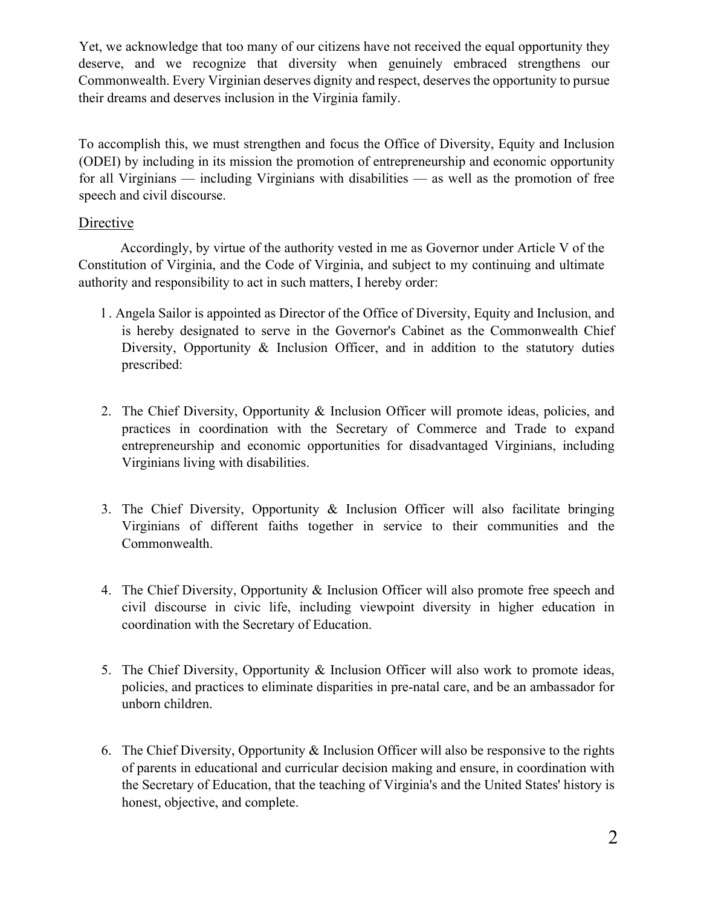Yet, we acknowledge that too many of our citizens have not received the equal opportunity they deserve, and we recognize that diversity when genuinely embraced strengthens our Commonwealth. Every Virginian deserves dignity and respect, deserves the opportunity to pursue their dreams and deserves inclusion in the Virginia family.

To accomplish this, we must strengthen and focus the Office of Diversity, Equity and Inclusion (ODEI) by including in its mission the promotion of entrepreneurship and economic opportunity for all Virginians — including Virginians with disabilities — as well as the promotion of free speech and civil discourse.

## Directive

Accordingly, by virtue of the authority vested in me as Governor under Article V of the Constitution of Virginia, and the Code of Virginia, and subject to my continuing and ultimate authority and responsibility to act in such matters, I hereby order:

1. Angela Sailor is appointed as Director of the Office of Diversity, Equity and Inclusion, and is hereby designated to serve in the Governor's Cabinet as the Commonwealth Chief Diversity, Opportunity & Inclusion Officer, and in addition to the statutory duties prescribed:

2. The Chief Diversity, Opportunity & Inclusion Officer will promote ideas, policies, and practices in coordination with the Secretary of Commerce and Trade to expand entrepreneurship and economic opportunities for disadvantaged Virginians, including Virginians living with disabilities.

3. The Chief Diversity, Opportunity & Inclusion Officer will also facilitate bringing Virginians of different faiths together in service to their communities and the Commonwealth.

4. The Chief Diversity, Opportunity & Inclusion Officer will also promote free speech and civil discourse in civic life, including viewpoint diversity in higher education in coordination with the Secretary of Education.

5. The Chief Diversity, Opportunity & Inclusion Officer will also work to promote ideas, policies, and practices to eliminate disparities in pre-natal care, and be an ambassador for unborn children.

6. The Chief Diversity, Opportunity & Inclusion Officer will also be responsive to the rights of parents in educational and curricular decision making and ensure, in coordination with the Secretary of Education, that the teaching of Virginia's and the United States' history is honest, objective, and complete.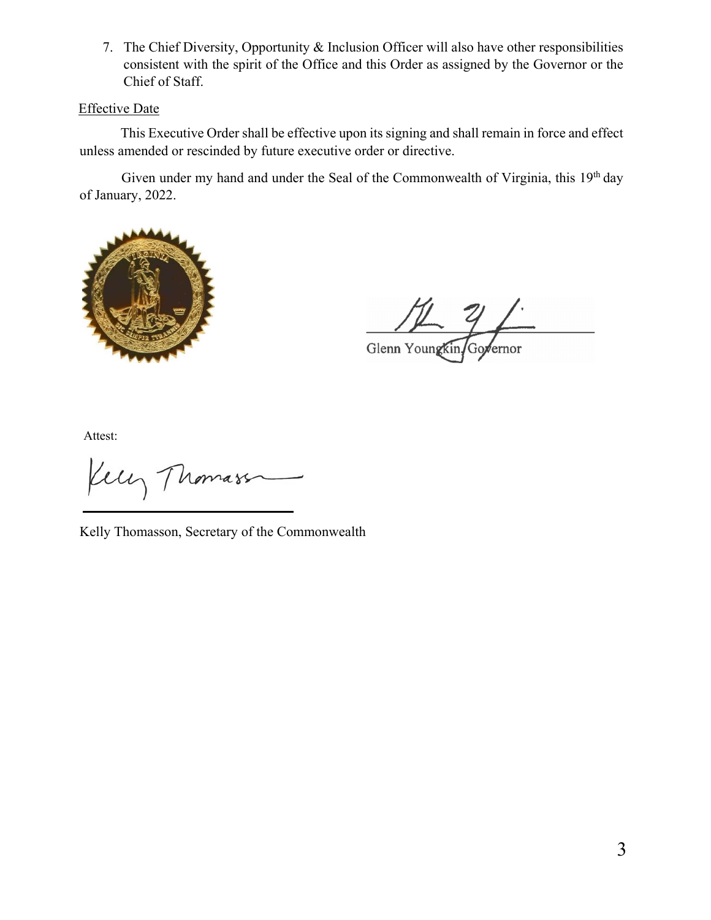7. The Chief Diversity, Opportunity & Inclusion Officer will also have other responsibilities consistent with the spirit of the Office and this Order as assigned by the Governor or the Chief of Staff.

Effective Date

This Executive Order shall be effective upon its signing and shall remain in force and effect unless amended or rescinded by future executive order or directive.

Given under my hand and under the Seal of the Commonwealth of Virginia, this 19th day of January, 2022.

Glenn Youngkin, Governor

Attest:

Kelly Thomasson, Secretary of the Commonwealth